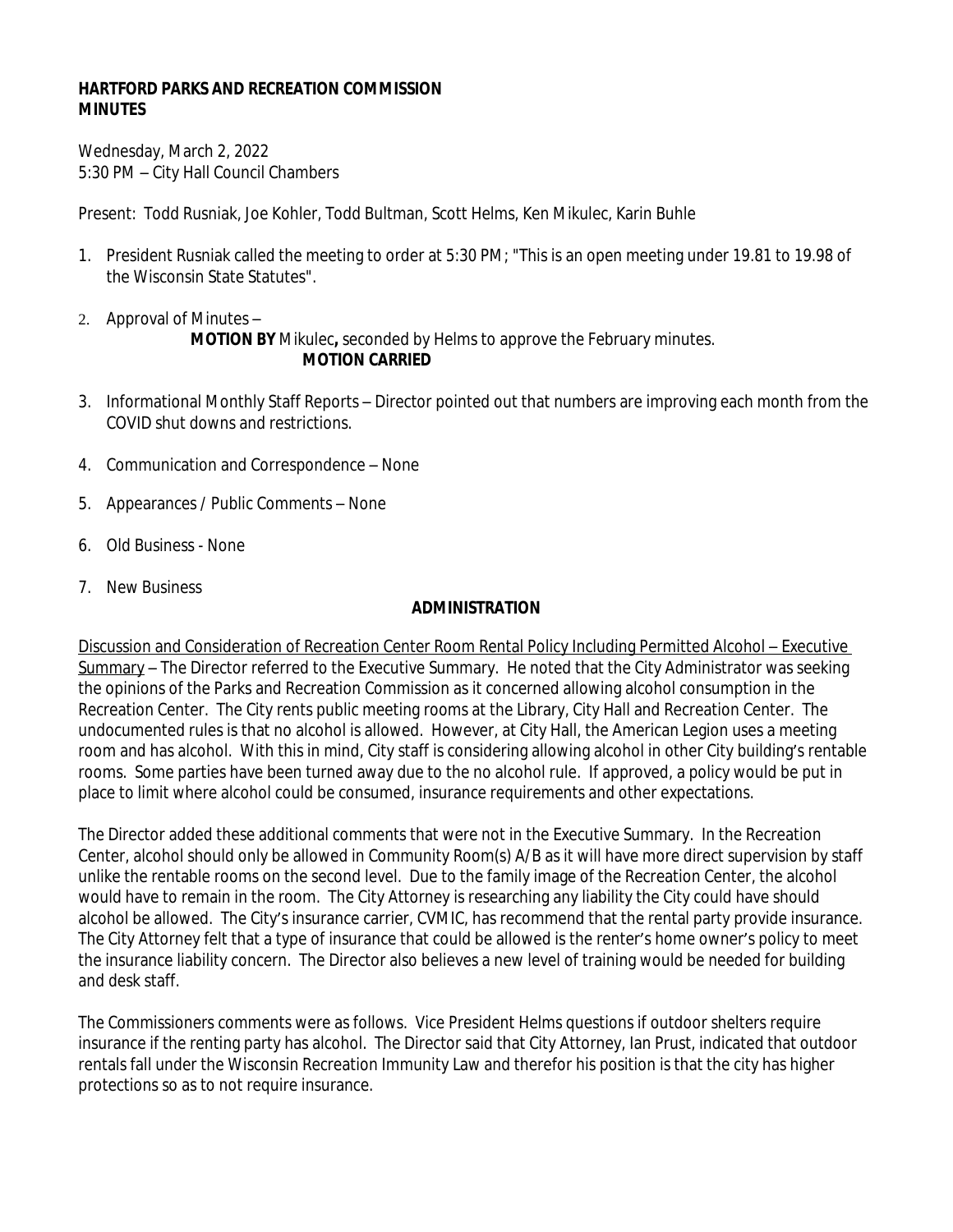**HARTFORD PARKS AND RECREATION COMMISSION**
**MINUTES**

Wednesday, March 2, 2022
5:30 PM – City Hall Council Chambers

Present: Todd Rusniak, Joe Kohler, Todd Bultman, Scott Helms, Ken Mikulec, Karin Buhle

1. President Rusniak called the meeting to order at 5:30 PM; "This is an open meeting under 19.81 to 19.98 of the Wisconsin State Statutes".

2. Approval of Minutes –

   **MOTION BY** Mikulec**,** seconded by Helms to approve the February minutes.
   **MOTION CARRIED**

3. Informational Monthly Staff Reports – Director pointed out that numbers are improving each month from the COVID shut downs and restrictions.

4. Communication and Correspondence – None

5. Appearances / Public Comments – None

6. Old Business - None

7. New Business

**ADMINISTRATION**

Discussion and Consideration of Recreation Center Room Rental Policy Including Permitted Alcohol – Executive Summary – The Director referred to the Executive Summary. He noted that the City Administrator was seeking the opinions of the Parks and Recreation Commission as it concerned allowing alcohol consumption in the Recreation Center. The City rents public meeting rooms at the Library, City Hall and Recreation Center. The undocumented rules is that no alcohol is allowed. However, at City Hall, the American Legion uses a meeting room and has alcohol. With this in mind, City staff is considering allowing alcohol in other City building's rentable rooms. Some parties have been turned away due to the no alcohol rule. If approved, a policy would be put in place to limit where alcohol could be consumed, insurance requirements and other expectations.

The Director added these additional comments that were not in the Executive Summary. In the Recreation Center, alcohol should only be allowed in Community Room(s) A/B as it will have more direct supervision by staff unlike the rentable rooms on the second level. Due to the family image of the Recreation Center, the alcohol would have to remain in the room. The City Attorney is researching any liability the City could have should alcohol be allowed. The City's insurance carrier, CVMIC, has recommend that the rental party provide insurance. The City Attorney felt that a type of insurance that could be allowed is the renter's home owner's policy to meet the insurance liability concern. The Director also believes a new level of training would be needed for building and desk staff.

The Commissioners comments were as follows. Vice President Helms questions if outdoor shelters require insurance if the renting party has alcohol. The Director said that City Attorney, Ian Prust, indicated that outdoor rentals fall under the Wisconsin Recreation Immunity Law and therefor his position is that the city has higher protections so as to not require insurance.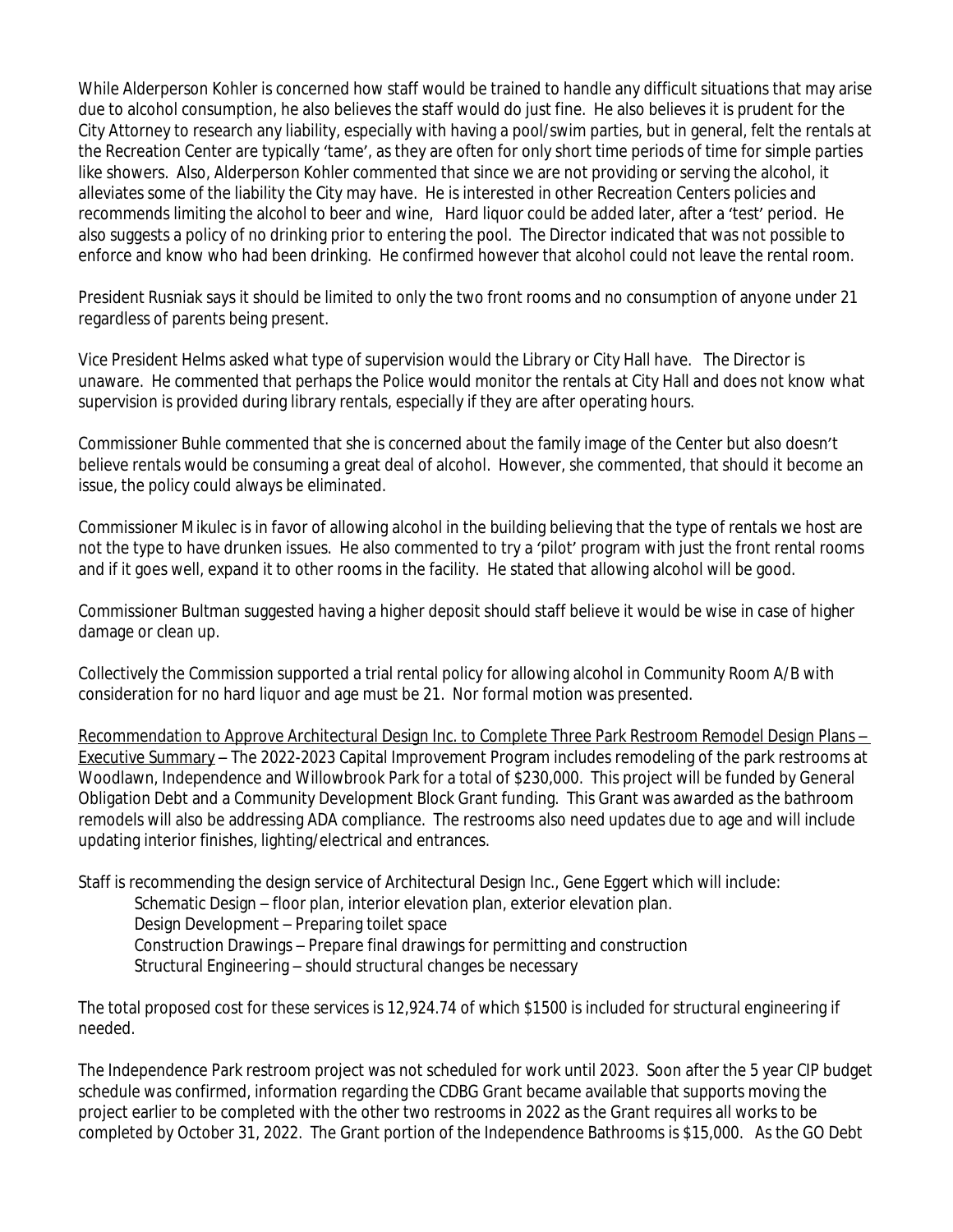While Alderperson Kohler is concerned how staff would be trained to handle any difficult situations that may arise due to alcohol consumption, he also believes the staff would do just fine. He also believes it is prudent for the City Attorney to research any liability, especially with having a pool/swim parties, but in general, felt the rentals at the Recreation Center are typically 'tame', as they are often for only short time periods of time for simple parties like showers. Also, Alderperson Kohler commented that since we are not providing or serving the alcohol, it alleviates some of the liability the City may have. He is interested in other Recreation Centers policies and recommends limiting the alcohol to beer and wine, Hard liquor could be added later, after a 'test' period. He also suggests a policy of no drinking prior to entering the pool. The Director indicated that was not possible to enforce and know who had been drinking. He confirmed however that alcohol could not leave the rental room.

President Rusniak says it should be limited to only the two front rooms and no consumption of anyone under 21 regardless of parents being present.

Vice President Helms asked what type of supervision would the Library or City Hall have. The Director is unaware. He commented that perhaps the Police would monitor the rentals at City Hall and does not know what supervision is provided during library rentals, especially if they are after operating hours.

Commissioner Buhle commented that she is concerned about the family image of the Center but also doesn't believe rentals would be consuming a great deal of alcohol. However, she commented, that should it become an issue, the policy could always be eliminated.

Commissioner Mikulec is in favor of allowing alcohol in the building believing that the type of rentals we host are not the type to have drunken issues. He also commented to try a 'pilot' program with just the front rental rooms and if it goes well, expand it to other rooms in the facility. He stated that allowing alcohol will be good.

Commissioner Bultman suggested having a higher deposit should staff believe it would be wise in case of higher damage or clean up.

Collectively the Commission supported a trial rental policy for allowing alcohol in Community Room A/B with consideration for no hard liquor and age must be 21. Nor formal motion was presented.

Recommendation to Approve Architectural Design Inc. to Complete Three Park Restroom Remodel Design Plans – Executive Summary – The 2022-2023 Capital Improvement Program includes remodeling of the park restrooms at Woodlawn, Independence and Willowbrook Park for a total of $230,000. This project will be funded by General Obligation Debt and a Community Development Block Grant funding. This Grant was awarded as the bathroom remodels will also be addressing ADA compliance. The restrooms also need updates due to age and will include updating interior finishes, lighting/electrical and entrances.

Staff is recommending the design service of Architectural Design Inc., Gene Eggert which will include:

- Schematic Design – floor plan, interior elevation plan, exterior elevation plan.
- Design Development – Preparing toilet space
- Construction Drawings – Prepare final drawings for permitting and construction
- Structural Engineering – should structural changes be necessary

The total proposed cost for these services is 12,924.74 of which $1500 is included for structural engineering if needed.

The Independence Park restroom project was not scheduled for work until 2023. Soon after the 5 year CIP budget schedule was confirmed, information regarding the CDBG Grant became available that supports moving the project earlier to be completed with the other two restrooms in 2022 as the Grant requires all works to be completed by October 31, 2022. The Grant portion of the Independence Bathrooms is $15,000. As the GO Debt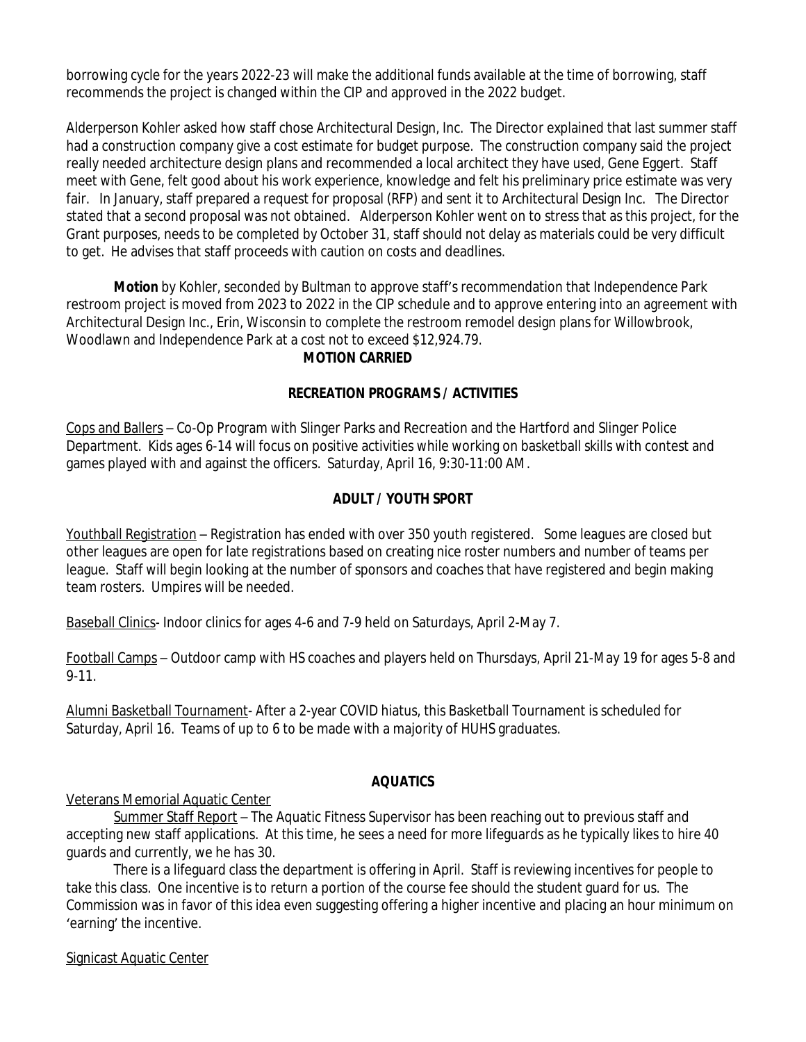borrowing cycle for the years 2022-23 will make the additional funds available at the time of borrowing, staff recommends the project is changed within the CIP and approved in the 2022 budget.

Alderperson Kohler asked how staff chose Architectural Design, Inc. The Director explained that last summer staff had a construction company give a cost estimate for budget purpose. The construction company said the project really needed architecture design plans and recommended a local architect they have used, Gene Eggert. Staff meet with Gene, felt good about his work experience, knowledge and felt his preliminary price estimate was very fair. In January, staff prepared a request for proposal (RFP) and sent it to Architectural Design Inc. The Director stated that a second proposal was not obtained. Alderperson Kohler went on to stress that as this project, for the Grant purposes, needs to be completed by October 31, staff should not delay as materials could be very difficult to get. He advises that staff proceeds with caution on costs and deadlines.

**Motion** by Kohler, seconded by Bultman to approve staff's recommendation that Independence Park restroom project is moved from 2023 to 2022 in the CIP schedule and to approve entering into an agreement with Architectural Design Inc., Erin, Wisconsin to complete the restroom remodel design plans for Willowbrook, Woodlawn and Independence Park at a cost not to exceed $12,924.79.

**MOTION CARRIED**

## RECREATION PROGRAMS / ACTIVITIES

Cops and Ballers – Co-Op Program with Slinger Parks and Recreation and the Hartford and Slinger Police Department. Kids ages 6-14 will focus on positive activities while working on basketball skills with contest and games played with and against the officers. Saturday, April 16, 9:30-11:00 AM.

## ADULT / YOUTH SPORT

Youthball Registration – Registration has ended with over 350 youth registered. Some leagues are closed but other leagues are open for late registrations based on creating nice roster numbers and number of teams per league. Staff will begin looking at the number of sponsors and coaches that have registered and begin making team rosters. Umpires will be needed.

Baseball Clinics- Indoor clinics for ages 4-6 and 7-9 held on Saturdays, April 2-May 7.

Football Camps – Outdoor camp with HS coaches and players held on Thursdays, April 21-May 19 for ages 5-8 and 9-11.

Alumni Basketball Tournament- After a 2-year COVID hiatus, this Basketball Tournament is scheduled for Saturday, April 16. Teams of up to 6 to be made with a majority of HUHS graduates.

## AQUATICS

Veterans Memorial Aquatic Center

Summer Staff Report – The Aquatic Fitness Supervisor has been reaching out to previous staff and accepting new staff applications. At this time, he sees a need for more lifeguards as he typically likes to hire 40 guards and currently, we he has 30.

There is a lifeguard class the department is offering in April. Staff is reviewing incentives for people to take this class. One incentive is to return a portion of the course fee should the student guard for us. The Commission was in favor of this idea even suggesting offering a higher incentive and placing an hour minimum on 'earning' the incentive.

Signicast Aquatic Center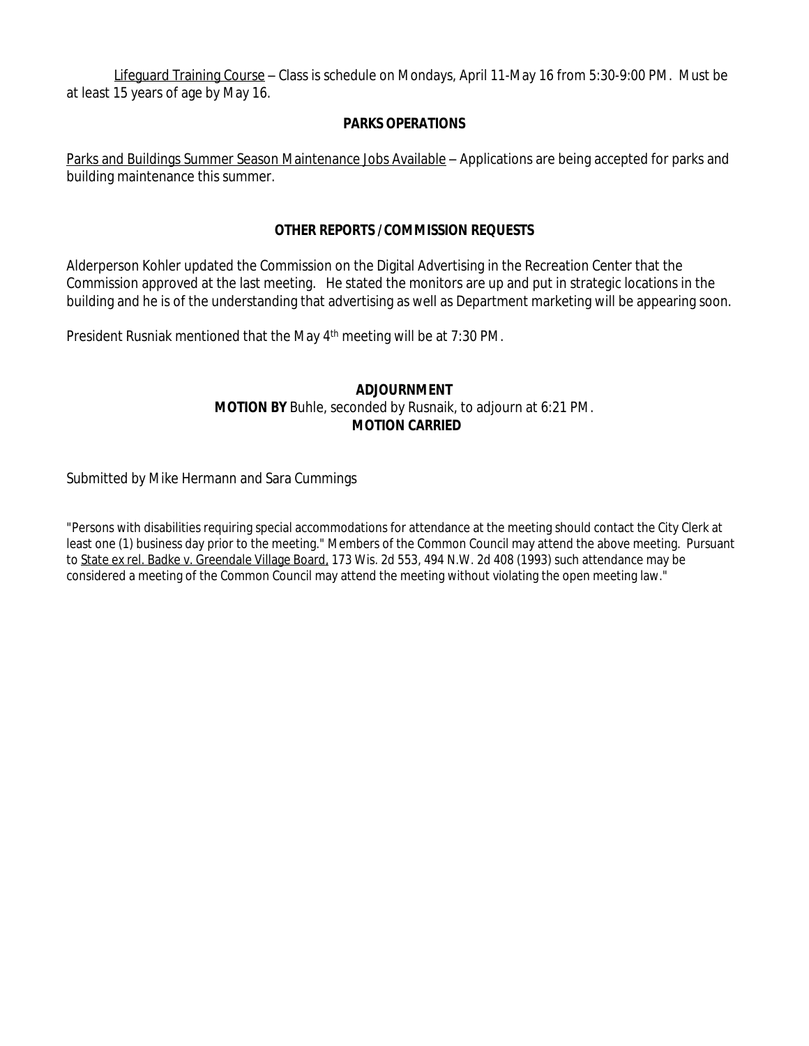Lifeguard Training Course – Class is schedule on Mondays, April 11-May 16 from 5:30-9:00 PM. Must be at least 15 years of age by May 16.

**PARKS OPERATIONS**

Parks and Buildings Summer Season Maintenance Jobs Available – Applications are being accepted for parks and building maintenance this summer.

**OTHER REPORTS / COMMISSION REQUESTS**

Alderperson Kohler updated the Commission on the Digital Advertising in the Recreation Center that the Commission approved at the last meeting. He stated the monitors are up and put in strategic locations in the building and he is of the understanding that advertising as well as Department marketing will be appearing soon.

President Rusniak mentioned that the May 4th meeting will be at 7:30 PM.

**ADJOURNMENT**

**MOTION BY** Buhle, seconded by Rusnaik, to adjourn at 6:21 PM.

**MOTION CARRIED**

Submitted by Mike Hermann and Sara Cummings

"Persons with disabilities requiring special accommodations for attendance at the meeting should contact the City Clerk at least one (1) business day prior to the meeting." Members of the Common Council may attend the above meeting. Pursuant to State ex rel. Badke v. Greendale Village Board, 173 Wis. 2d 553, 494 N.W. 2d 408 (1993) such attendance may be considered a meeting of the Common Council may attend the meeting without violating the open meeting law."